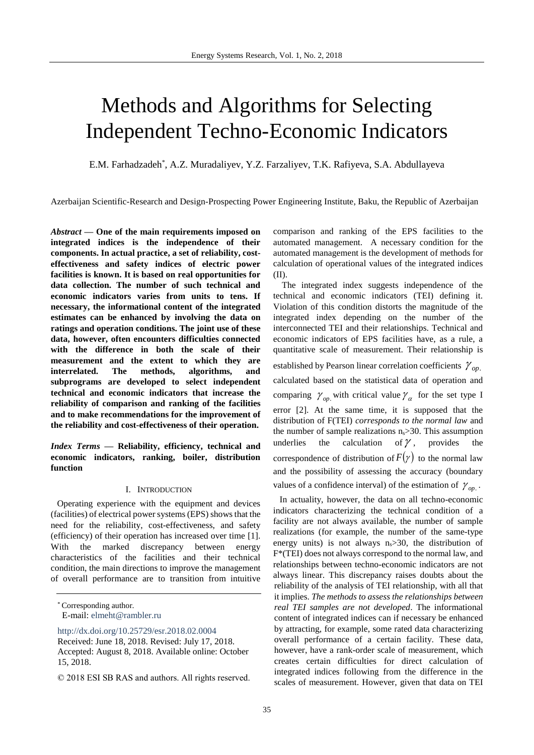# Methods and Algorithms for Selecting Independent Techno-Economic Indicators

E.M. Farhadzadeh*, A.Z. Muradaliyev, Y.Z. Farzaliyev, T.K. Rafiyeva, S.A. Abdullayeva

Azerbaijan Scientific-Research and Design-Prospecting Power Engineering Institute, Baku, the Republic of Azerbaijan

***Abstract* — One of the main requirements imposed on integrated indices is the independence of their components. In actual practice, a set of reliability, cost-effectiveness and safety indices of electric power facilities is known. It is based on real opportunities for data collection. The number of such technical and economic indicators varies from units to tens. If necessary, the informational content of the integrated estimates can be enhanced by involving the data on ratings and operation conditions. The joint use of these data, however, often encounters difficulties connected with the difference in both the scale of their measurement and the extent to which they are interrelated. The methods, algorithms, and subprograms are developed to select independent technical and economic indicators that increase the reliability of comparison and ranking of the facilities and to make recommendations for the improvement of the reliability and cost-effectiveness of their operation.**

***Index Terms* — Reliability, efficiency, technical and economic indicators, ranking, boiler, distribution function**

## I. Introduction

Operating experience with the equipment and devices (facilities) of electrical power systems (EPS) shows that the need for the reliability, cost-effectiveness, and safety (efficiency) of their operation has increased over time [1]. With the marked discrepancy between energy characteristics of the facilities and their technical condition, the main directions to improve the management of overall performance are to transition from intuitive comparison and ranking of the EPS facilities to the automated management. A necessary condition for the automated management is the development of methods for calculation of operational values of the integrated indices (II).

The integrated index suggests independence of the technical and economic indicators (TEI) defining it. Violation of this condition distorts the magnitude of the integrated index depending on the number of the interconnected TEI and their relationships. Technical and economic indicators of EPS facilities have, as a rule, a quantitative scale of measurement. Their relationship is established by Pearson linear correlation coefficients $\gamma_{op.}$ calculated based on the statistical data of operation and comparing $\gamma_{op.}$ with critical value $\gamma_{\alpha}$ for the set type I error [2]. At the same time, it is supposed that the distribution of F(TEI) *corresponds to the normal law* and the number of sample realizations $n_s$>30. This assumption underlies the calculation of $\gamma$, provides the correspondence of distribution of $F(\gamma)$ to the normal law and the possibility of assessing the accuracy (boundary values of a confidence interval) of the estimation of $\gamma_{op.}$.

In actuality, however, the data on all techno-economic indicators characterizing the technical condition of a facility are not always available, the number of sample realizations (for example, the number of the same-type energy units) is not always $n_s$>30, the distribution of F*(TEI) does not always correspond to the normal law, and relationships between techno-economic indicators are not always linear. This discrepancy raises doubts about the reliability of the analysis of TEI relationship, with all that it implies. *The methods to assess the relationships between real TEI samples are not developed*. The informational content of integrated indices can if necessary be enhanced by attracting, for example, some rated data characterizing overall performance of a certain facility. These data, however, have a rank-order scale of measurement, which creates certain difficulties for direct calculation of integrated indices following from the difference in the scales of measurement. However, given that data on TEI

---

* Corresponding author.
E-mail: elmeht@rambler.ru

http://dx.doi.org/10.25729/esr.2018.02.0004
Received: June 18, 2018. Revised: July 17, 2018. Accepted: August 8, 2018. Available online: October 15, 2018.

© 2018 ESI SB RAS and authors. All rights reserved.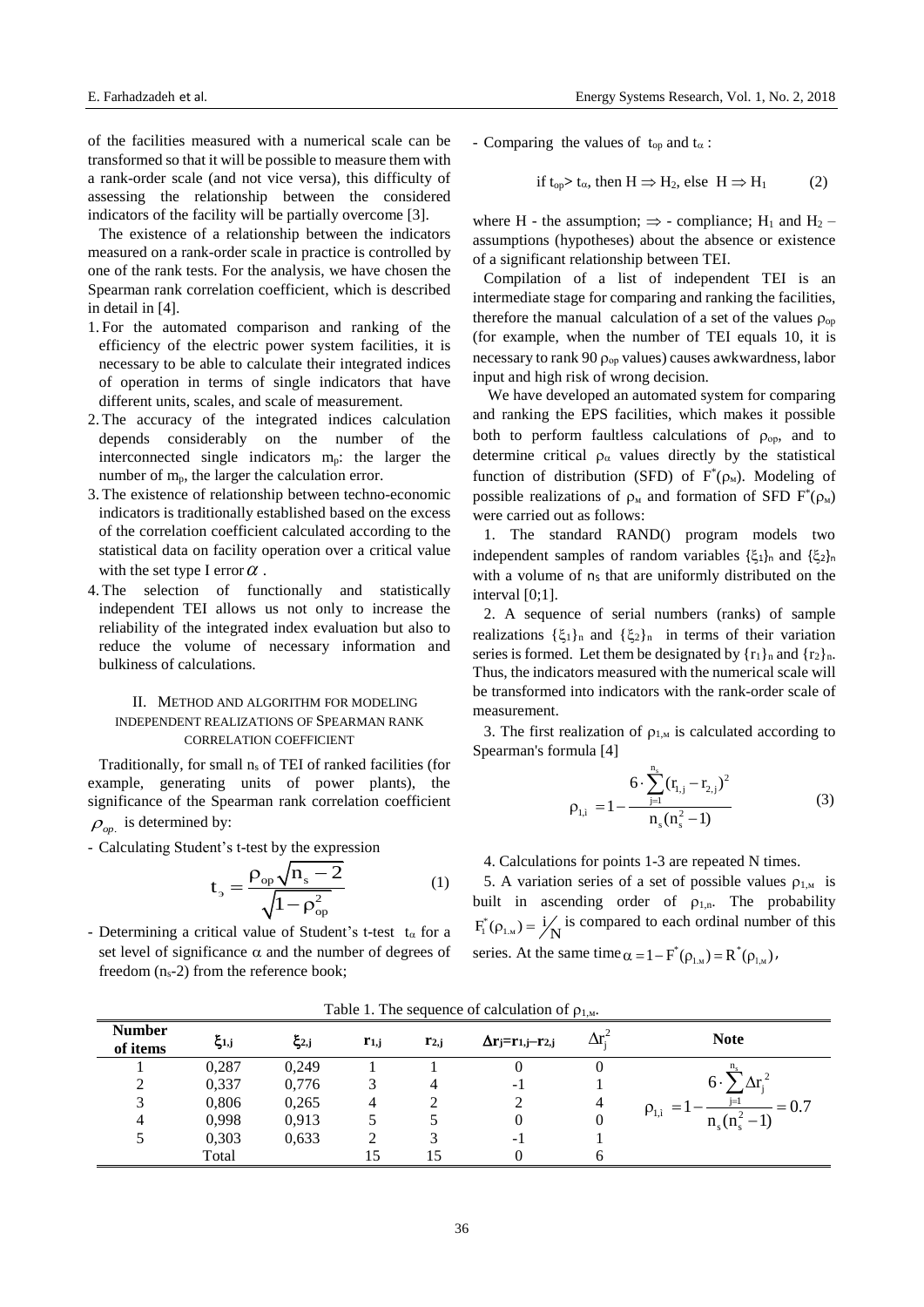of the facilities measured with a numerical scale can be transformed so that it will be possible to measure them with a rank-order scale (and not vice versa), this difficulty of assessing the relationship between the considered indicators of the facility will be partially overcome [3].

The existence of a relationship between the indicators measured on a rank-order scale in practice is controlled by one of the rank tests. For the analysis, we have chosen the Spearman rank correlation coefficient, which is described in detail in [4].

1. For the automated comparison and ranking of the efficiency of the electric power system facilities, it is necessary to be able to calculate their integrated indices of operation in terms of single indicators that have different units, scales, and scale of measurement.
2. The accuracy of the integrated indices calculation depends considerably on the number of the interconnected single indicators $m_p$: the larger the number of $m_p$, the larger the calculation error.
3. The existence of relationship between techno-economic indicators is traditionally established based on the excess of the correlation coefficient calculated according to the statistical data on facility operation over a critical value with the set type I error $\alpha$ .
4. The selection of functionally and statistically independent TEI allows us not only to increase the reliability of the integrated index evaluation but also to reduce the volume of necessary information and bulkiness of calculations.

## II. Method and algorithm for modeling independent realizations of Spearman rank correlation coefficient

Traditionally, for small $n_s$ of TEI of ranked facilities (for example, generating units of power plants), the significance of the Spearman rank correlation coefficient $\rho_{op.}$ is determined by:

- Calculating Student's t-test by the expression

$$t_э = \frac{\rho_{op}\sqrt{n_s - 2}}{\sqrt{1-\rho_{op}^2}} \tag{1}$$

- Determining a critical value of Student's t-test $t_\alpha$ for a set level of significance $\alpha$ and the number of degrees of freedom ($n_s$-2) from the reference book;
- Comparing the values of $t_{op}$ and $t_\alpha$ :

$$\text{if } t_{op} > t_\alpha, \text{ then } H \Rightarrow H_2, \text{ else } H \Rightarrow H_1 \tag{2}$$

where H - the assumption; $\Rightarrow$ - compliance; $H_1$ and $H_2$ – assumptions (hypotheses) about the absence or existence of a significant relationship between TEI.

Compilation of a list of independent TEI is an intermediate stage for comparing and ranking the facilities, therefore the manual calculation of a set of the values $\rho_{op}$ (for example, when the number of TEI equals 10, it is necessary to rank 90 $\rho_{op}$ values) causes awkwardness, labor input and high risk of wrong decision.

We have developed an automated system for comparing and ranking the EPS facilities, which makes it possible both to perform faultless calculations of $\rho_{op}$, and to determine critical $\rho_\alpha$ values directly by the statistical function of distribution (SFD) of $F^*(\rho_м)$. Modeling of possible realizations of $\rho_м$ and formation of SFD $F^*(\rho_м)$ were carried out as follows:

1. The standard RAND() program models two independent samples of random variables $\{\xi_1\}_n$ and $\{\xi_2\}_n$ with a volume of $n_s$ that are uniformly distributed on the interval [0;1].

2. A sequence of serial numbers (ranks) of sample realizations $\{\xi_1\}_n$ and $\{\xi_2\}_n$ in terms of their variation series is formed. Let them be designated by $\{r_1\}_n$ and $\{r_2\}_n$. Thus, the indicators measured with the numerical scale will be transformed into indicators with the rank-order scale of measurement.

3. The first realization of $\rho_{1,м}$ is calculated according to Spearman's formula [4]

$$\rho_{1,i} = 1 - \frac{6 \cdot \sum_{j=1}^{n_s} (r_{1,j} - r_{2,j})^2}{n_s(n_s^2 - 1)} \tag{3}$$

4. Calculations for points 1-3 are repeated N times.

5. A variation series of a set of possible values $\rho_{1,м}$ is built in ascending order of $\rho_{1,n}$. The probability $F_1^*(\rho_{1.м}) = i/N$ is compared to each ordinal number of this series. At the same time $\alpha = 1 - F^*(\rho_{1,м}) = R^*(\rho_{1,м})$,

Table 1. The sequence of calculation of $\rho_{1,м}$.

| Number of items | $\xi_{1,j}$ | $\xi_{2,j}$ | $r_{1,j}$ | $r_{2,j}$ | $\Delta r_j = r_{1,j} - r_{2,j}$ | $\Delta r_j^2$ | Note |
|---|---|---|---|---|---|---|---|
| 1 | 0,287 | 0,249 | 1 | 1 | 0 | 0 | $\rho_{1,i} = 1 - \frac{6 \cdot \sum_{j=1}^{n_s} \Delta r_j^2}{n_s(n_s^2 - 1)} = 0.7$ |
| 2 | 0,337 | 0,776 | 3 | 4 | -1 | 1 | |
| 3 | 0,806 | 0,265 | 4 | 2 | 2 | 4 | |
| 4 | 0,998 | 0,913 | 5 | 5 | 0 | 0 | |
| 5 | 0,303 | 0,633 | 2 | 3 | -1 | 1 | |
| | Total | | 15 | 15 | 0 | 6 | |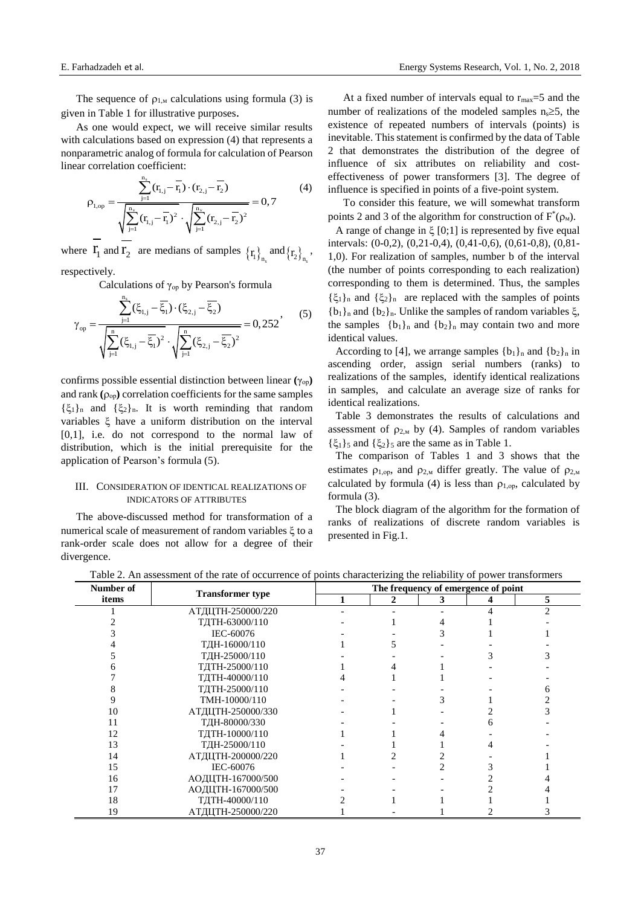The sequence of $\rho_{1,м}$ calculations using formula (3) is given in Table 1 for illustrative purposes.

As one would expect, we will receive similar results with calculations based on expression (4) that represents a nonparametric analog of formula for calculation of Pearson linear correlation coefficient:

$$\rho_{1,op} = \frac{\sum_{j=1}^{n_s}(r_{1,j} - \overline{r_1}) \cdot (r_{2,j} - \overline{r_2})}{\sqrt{\sum_{j=1}^{n_s}(r_{1,j} - \overline{r_1})^2} \cdot \sqrt{\sum_{j=1}^{n_s}(r_{2,j} - \overline{r_2})^2}} = 0,7 \quad (4)$$

where $\overline{r_1}$ and $\overline{r_2}$ are medians of samples $\{r_1\}_{n_s}$ and $\{r_2\}_{n_s}$, respectively.

Calculations of $\gamma_{op}$ by Pearson's formula

$$\gamma_{op} = \frac{\sum_{j=1}^{n_s}(\xi_{1,j} - \overline{\xi_1}) \cdot (\xi_{2,j} - \overline{\xi_2})}{\sqrt{\sum_{j=1}^{n}(\xi_{1,j} - \overline{\xi_1})^2} \cdot \sqrt{\sum_{j=1}^{n}(\xi_{2,j} - \overline{\xi_2})^2}} = 0,252, \quad (5)$$

confirms possible essential distinction between linear ($\gamma_{op}$) and rank ($\rho_{op}$) correlation coefficients for the same samples $\{\xi_1\}_n$ and $\{\xi_2\}_n$. It is worth reminding that random variables $\xi$ have a uniform distribution on the interval [0,1], i.e. do not correspond to the normal law of distribution, which is the initial prerequisite for the application of Pearson's formula (5).

## III. Consideration of identical realizations of indicators of attributes

The above-discussed method for transformation of a numerical scale of measurement of random variables $\xi$ to a rank-order scale does not allow for a degree of their divergence.

At a fixed number of intervals equal to $r_{max}$=5 and the number of realizations of the modeled samples $n_s \geq 5$, the existence of repeated numbers of intervals (points) is inevitable. This statement is confirmed by the data of Table 2 that demonstrates the distribution of the degree of influence of six attributes on reliability and cost-effectiveness of power transformers [3]. The degree of influence is specified in points of a five-point system.

To consider this feature, we will somewhat transform points 2 and 3 of the algorithm for construction of $F^*(\rho_м)$.

A range of change in $\xi$ [0;1] is represented by five equal intervals: (0-0,2), (0,21-0,4), (0,41-0,6), (0,61-0,8), (0,81-1,0). For realization of samples, number b of the interval (the number of points corresponding to each realization) corresponding to them is determined. Thus, the samples $\{\xi_1\}_n$ and $\{\xi_2\}_n$ are replaced with the samples of points $\{b_1\}_n$ and $\{b_2\}_n$. Unlike the samples of random variables $\xi$, the samples $\{b_1\}_n$ and $\{b_2\}_n$ may contain two and more identical values.

According to [4], we arrange samples $\{b_1\}_n$ and $\{b_2\}_n$ in ascending order, assign serial numbers (ranks) to realizations of the samples, identify identical realizations in samples, and calculate an average size of ranks for identical realizations.

Table 3 demonstrates the results of calculations and assessment of $\rho_{2,м}$ by (4). Samples of random variables $\{\xi_1\}_5$ and $\{\xi_2\}_5$ are the same as in Table 1.

The comparison of Tables 1 and 3 shows that the estimates $\rho_{1,op}$, and $\rho_{2,м}$ differ greatly. The value of $\rho_{2,м}$ calculated by formula (4) is less than $\rho_{1,op}$, calculated by formula (3).

The block diagram of the algorithm for the formation of ranks of realizations of discrete random variables is presented in Fig.1.

Table 2. An assessment of the rate of occurrence of points characterizing the reliability of power transformers

| Number of items | Transformer type | The frequency of emergence of point | | | | |
|---|---|---|---|---|---|---|
| | | 1 | 2 | 3 | 4 | 5 |
| 1 | АТДЦТН-250000/220 | - | - | - | 4 | 2 |
| 2 | ТДТН-63000/110 | - | 1 | 4 | 1 | - |
| 3 | IEC-60076 | - | - | 3 | 1 | 1 |
| 4 | ТДН-16000/110 | 1 | 5 | - | - | - |
| 5 | ТДН-25000/110 | - | - | - | 3 | 3 |
| 6 | ТДТН-25000/110 | 1 | 4 | 1 | - | - |
| 7 | ТДТН-40000/110 | 4 | 1 | 1 | - | - |
| 8 | ТДТН-25000/110 | - | - | - | - | 6 |
| 9 | ТМН-10000/110 | - | - | 3 | 1 | 2 |
| 10 | АТДЦТН-250000/330 | - | 1 | - | 2 | 3 |
| 11 | ТДН-80000/330 | - | - | - | 6 | - |
| 12 | ТДТН-10000/110 | 1 | 1 | 4 | - | - |
| 13 | ТДН-25000/110 | - | 1 | 1 | 4 | - |
| 14 | АТДЦТН-200000/220 | 1 | 2 | 2 | - | 1 |
| 15 | IEC-60076 | - | - | 2 | 3 | 1 |
| 16 | АОДЦТН-167000/500 | - | - | - | 2 | 4 |
| 17 | АОДЦТН-167000/500 | - | - | - | 2 | 4 |
| 18 | ТДТН-40000/110 | 2 | 1 | 1 | 1 | 1 |
| 19 | АТДЦТН-250000/220 | 1 | - | 1 | 2 | 3 |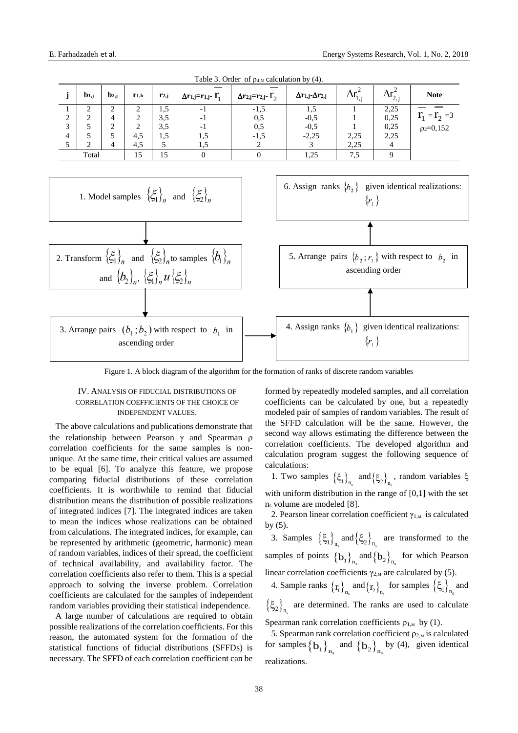Table 3. Order of $\rho_{4,M}$ calculation by (4).

| j | $b_{1,j}$ | $b_{2,j}$ | $r_{1,h}$ | $r_{2,j}$ | $\Delta r_{1,j}=r_{1,j}-\overline{r_1}$ | $\Delta r_{2,j}=r_{2,j}-\overline{r_2}$ | $\Delta r_{1,j}\text{-}\Delta r_{2,j}$ | $\Delta r_{1,j}^2$ | $\Delta r_{2,j}^2$ | Note |
|---|---|---|---|---|---|---|---|---|---|---|
| 1 | 2 | 2 | 2 | 1,5 | -1 | -1,5 | 1,5 | 1 | 2,25 | $\overline{r_1}=\overline{r_2}=3$ |
| 2 | 2 | 4 | 2 | 3,5 | -1 | 0,5 | -0,5 | 1 | 0,25 | $\rho_2$=0,152 |
| 3 | 5 | 2 | 2 | 3,5 | -1 | 0,5 | -0,5 | 1 | 0,25 | |
| 4 | 5 | 5 | 4,5 | 1,5 | 1,5 | -1,5 | -2,25 | 2,25 | 2,25 | |
| 5 | 2 | 4 | 4,5 | 5 | 1,5 | 2 | 3 | 2,25 | 4 | |
| Total | | | 15 | 15 | 0 | 0 | 1,25 | 7,5 | 9 | |

1. Model samples $\{\xi_1\}_n$ and $\{\xi_2\}_n$

2. Transform $\{\xi_1\}_n$ and $\{\xi_2\}_n$ to samples $\{b_1\}_n$ and $\{b_2\}_n$, $\{\xi_1\}_n u \{\xi_2\}_n$

3. Arrange pairs $(b_1;b_2)$ with respect to $b_1$ in ascending order

4. Assign ranks $\{b_1\}$ given identical realizations: $\{r_1\}$

5. Arrange pairs $\{b_2;r_1\}$ with respect to $b_2$ in ascending order

6. Assign ranks $\{b_2\}$ given identical realizations: $\{r_1\}$

Figure 1. A block diagram of the algorithm for the formation of ranks of discrete random variables

## IV. Analysis of Fiducial Distributions of Correlation Coefficients of the Choice of Independent Values.

The above calculations and publications demonstrate that the relationship between Pearson $\gamma$ and Spearman $\rho$ correlation coefficients for the same samples is non-unique. At the same time, their critical values are assumed to be equal [6]. To analyze this feature, we propose comparing fiducial distributions of these correlation coefficients. It is worthwhile to remind that fiducial distribution means the distribution of possible realizations of integrated indices [7]. The integrated indices are taken to mean the indices whose realizations can be obtained from calculations. The integrated indices, for example, can be represented by arithmetic (geometric, harmonic) mean of random variables, indices of their spread, the coefficient of technical availability, and availability factor. The correlation coefficients also refer to them. This is a special approach to solving the inverse problem. Correlation coefficients are calculated for the samples of independent random variables providing their statistical independence.

A large number of calculations are required to obtain possible realizations of the correlation coefficients. For this reason, the automated system for the formation of the statistical functions of fiducial distributions (SFFDs) is necessary. The SFFD of each correlation coefficient can be formed by repeatedly modeled samples, and all correlation coefficients can be calculated by one, but a repeatedly modeled pair of samples of random variables. The result of the SFFD calculation will be the same. However, the second way allows estimating the difference between the correlation coefficients. The developed algorithm and calculation program suggest the following sequence of calculations:

1. Two samples $\{\xi_1\}_{n_s}$ and $\{\xi_2\}_{n_s}$, random variables $\xi$ with uniform distribution in the range of [0,1] with the set $n_s$ volume are modeled [8].

2. Pearson linear correlation coefficient $\gamma_{1,M}$ is calculated by (5).

3. Samples $\{\xi_1\}_{n_s}$ and $\{\xi_2\}_{n_s}$ are transformed to the samples of points $\{b_1\}_{n_s}$ and $\{b_2\}_{n_s}$ for which Pearson linear correlation coefficients $\gamma_{2,M}$ are calculated by (5).

4. Sample ranks $\{r_1\}_{n_s}$ and $\{r_2\}_{n_s}$ for samples $\{\xi_1\}_{n_s}$ and $\{\xi_2\}_{n_s}$ are determined. The ranks are used to calculate Spearman rank correlation coefficients $\rho_{1,M}$ by (1).

5. Spearman rank correlation coefficient $\rho_{2,M}$ is calculated for samples $\{b_1\}_{n_s}$ and $\{b_2\}_{n_s}$ by (4), given identical realizations.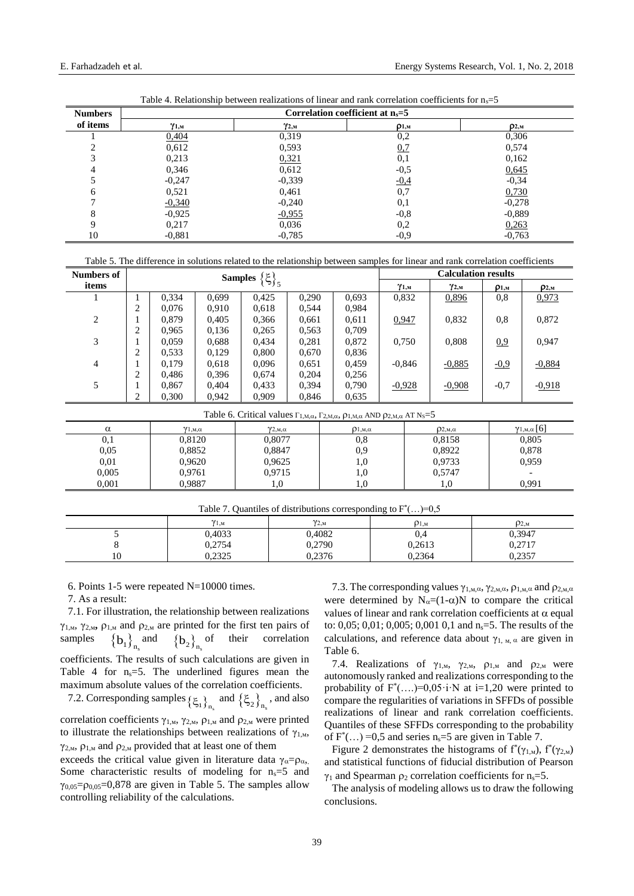Table 4. Relationship between realizations of linear and rank correlation coefficients for $n_s$=5

| Numbers of items | Correlation coefficient at $n_s$=5 | | | |
|---|---|---|---|---|
| | $\gamma_{1,м}$ | $\gamma_{2,м}$ | $\rho_{1,м}$ | $\rho_{2,м}$ |
| 1 | <u>0,404</u> | 0,319 | 0,2 | 0,306 |
| 2 | 0,612 | 0,593 | <u>0,7</u> | 0,574 |
| 3 | 0,213 | <u>0,321</u> | 0,1 | 0,162 |
| 4 | 0,346 | 0,612 | -0,5 | <u>0,645</u> |
| 5 | -0,247 | -0,339 | <u>-0,4</u> | -0,34 |
| 6 | 0,521 | 0,461 | 0,7 | <u>0,730</u> |
| 7 | <u>-0,340</u> | -0,240 | 0,1 | -0,278 |
| 8 | -0,925 | <u>-0,955</u> | -0,8 | -0,889 |
| 9 | 0,217 | 0,036 | 0,2 | <u>0,263</u> |
| 10 | -0,881 | -0,785 | -0,9 | -0,763 |

Table 5. The difference in solutions related to the relationship between samples for linear and rank correlation coefficients

| Numbers of items | Samples $\{\xi\}_5$ | | | | | | Calculation results | | | |
|---|---|---|---|---|---|---|---|---|---|---|
| | | | | | | | $\gamma_{1,м}$ | $\gamma_{2,м}$ | $\rho_{1,м}$ | $\rho_{2,м}$ |
| 1 | 1 | 0,334 | 0,699 | 0,425 | 0,290 | 0,693 | 0,832 | <u>0,896</u> | 0,8 | <u>0,973</u> |
| | 2 | 0,076 | 0,910 | 0,618 | 0,544 | 0,984 | | | | |
| 2 | 1 | 0,879 | 0,405 | 0,366 | 0,661 | 0,611 | <u>0,947</u> | 0,832 | 0,8 | 0,872 |
| | 2 | 0,965 | 0,136 | 0,265 | 0,563 | 0,709 | | | | |
| 3 | 1 | 0,059 | 0,688 | 0,434 | 0,281 | 0,872 | 0,750 | 0,808 | <u>0,9</u> | 0,947 |
| | 2 | 0,533 | 0,129 | 0,800 | 0,670 | 0,836 | | | | |
| 4 | 1 | 0,179 | 0,618 | 0,096 | 0,651 | 0,459 | -0,846 | <u>-0,885</u> | <u>-0,9</u> | <u>-0,884</u> |
| | 2 | 0,486 | 0,396 | 0,674 | 0,204 | 0,256 | | | | |
| 5 | 1 | 0,867 | 0,404 | 0,433 | 0,394 | 0,790 | <u>-0,928</u> | <u>-0,908</u> | -0,7 | <u>-0,918</u> |
| | 2 | 0,300 | 0,942 | 0,909 | 0,846 | 0,635 | | | | |

Table 6. Critical values $\Gamma_{1,M,\alpha}$, $\Gamma_{2,M,\alpha}$, $\rho_{1,M,\alpha}$ AND $\rho_{2,M,\alpha}$ AT $N_S$=5

| $\alpha$ | $\gamma_{1,м,\alpha}$ | $\gamma_{2,м,\alpha}$ | $\rho_{1,м,\alpha}$ | $\rho_{2,м,\alpha}$ | $\gamma_{1,м,\alpha}$ [6] |
|---|---|---|---|---|---|
| 0,1 | 0,8120 | 0,8077 | 0,8 | 0,8158 | 0,805 |
| 0,05 | 0,8852 | 0,8847 | 0,9 | 0,8922 | 0,878 |
| 0,01 | 0,9620 | 0,9625 | 1,0 | 0,9733 | 0,959 |
| 0,005 | 0,9761 | 0,9715 | 1,0 | 0,5747 | - |
| 0,001 | 0,9887 | 1,0 | 1,0 | 1,0 | 0,991 |

Table 7. Quantiles of distributions corresponding to $F^*(\ldots)$=0,5

| | $\gamma_{1,м}$ | $\gamma_{2,м}$ | $\rho_{1,м}$ | $\rho_{2,м}$ |
|---|---|---|---|---|
| 5 | 0,4033 | 0,4082 | 0,4 | 0,3947 |
| 8 | 0,2754 | 0,2790 | 0,2613 | 0,2717 |
| 10 | 0,2325 | 0,2376 | 0,2364 | 0,2357 |

6. Points 1-5 were repeated N=10000 times.

7. As a result:

7.1. For illustration, the relationship between realizations $\gamma_{1,м}$, $\gamma_{2,м}$, $\rho_{1,м}$ and $\rho_{2,м}$ are printed for the first ten pairs of samples $\{b_1\}_{n_s}$ and $\{b_2\}_{n_s}$ of their correlation coefficients. The results of such calculations are given in Table 4 for $n_s$=5. The underlined figures mean the maximum absolute values of the correlation coefficients.

7.2. Corresponding samples $\{\xi_1\}_{n_s}$ and $\{\xi_2\}_{n_s}$, and also correlation coefficients $\gamma_{1,м}$, $\gamma_{2,м}$, $\rho_{1,м}$ and $\rho_{2,м}$ were printed to illustrate the relationships between realizations of $\gamma_{1,м}$, $\gamma_{2,м}$, $\rho_{1,м}$ and $\rho_{2,м}$ provided that at least one of them exceeds the critical value given in literature data $\gamma_\alpha=\rho_\alpha$. Some characteristic results of modeling for $n_s$=5 and $\gamma_{0,05}=\rho_{0,05}$=0,878 are given in Table 5. The samples allow controlling reliability of the calculations.

7.3. The corresponding values $\gamma_{1,м,\alpha}$, $\gamma_{2,м,\alpha}$, $\rho_{1,м,\alpha}$ and $\rho_{2,м,\alpha}$ were determined by $N_\alpha=(1-\alpha)N$ to compare the critical values of linear and rank correlation coefficients at $\alpha$ equal to: 0,05; 0,01; 0,005; 0,001 0,1 and $n_s$=5. The results of the calculations, and reference data about $\gamma_{1,\,м,\,\alpha}$ are given in Table 6.

7.4. Realizations of $\gamma_{1,м}$, $\gamma_{2,м}$, $\rho_{1,м}$ and $\rho_{2,м}$ were autonomously ranked and realizations corresponding to the probability of $F^*(\ldots)=0{,}05\cdot i\cdot N$ at i=1,20 were printed to compare the regularities of variations in SFFDs of possible realizations of linear and rank correlation coefficients. Quantiles of these SFFDs corresponding to the probability of $F^*(\ldots)$ =0,5 and series $n_s$=5 are given in Table 7.

Figure 2 demonstrates the histograms of $f^*(\gamma_{1,м})$, $f^*(\gamma_{2,м})$ and statistical functions of fiducial distribution of Pearson $\gamma_1$ and Spearman $\rho_2$ correlation coefficients for $n_s$=5.

The analysis of modeling allows us to draw the following conclusions.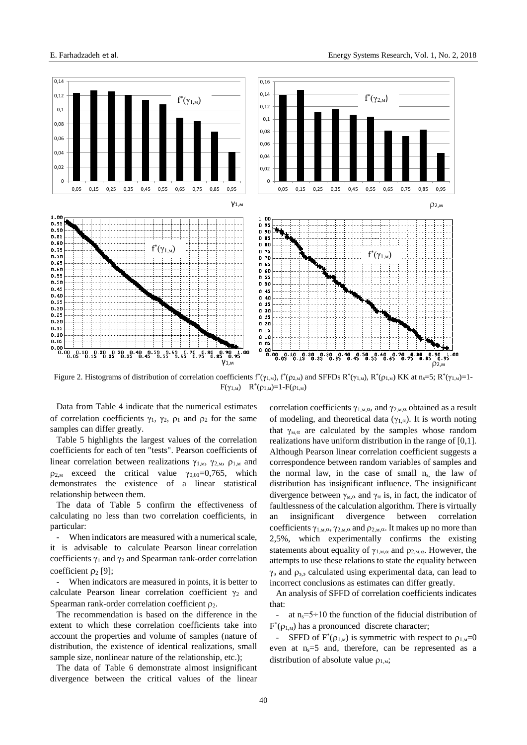Figure 2. Histograms of distribution of correlation coefficients $f^*(\gamma_{1,м})$, $f^*(\rho_{2,м})$ and SFFDs $R^*(\gamma_{1,м})$, $R^*(\rho_{1,м})$ KK at $n_s$=5; $R^*(\gamma_{1,м})$=1-$F(\gamma_{1,м})$ $R^*(\rho_{1,м})$=1-$F(\rho_{1,м})$

Data from Table 4 indicate that the numerical estimates of correlation coefficients $\gamma_1$, $\gamma_2$, $\rho_1$ and $\rho_2$ for the same samples can differ greatly.

Table 5 highlights the largest values of the correlation coefficients for each of ten "tests". Pearson coefficients of linear correlation between realizations $\gamma_{1,м}$, $\gamma_{2,м}$, $\rho_{1,м}$ and $\rho_{2,м}$ exceed the critical value $\gamma_{0,01}$=0,765, which demonstrates the existence of a linear statistical relationship between them.

The data of Table 5 confirm the effectiveness of calculating no less than two correlation coefficients, in particular:

- When indicators are measured with a numerical scale, it is advisable to calculate Pearson linear correlation coefficients $\gamma_1$ and $\gamma_2$ and Spearman rank-order correlation coefficient $\rho_2$ [9];
- When indicators are measured in points, it is better to calculate Pearson linear correlation coefficient $\gamma_2$ and Spearman rank-order correlation coefficient $\rho_2$.

The recommendation is based on the difference in the extent to which these correlation coefficients take into account the properties and volume of samples (nature of distribution, the existence of identical realizations, small sample size, nonlinear nature of the relationship, etc.);

The data of Table 6 demonstrate almost insignificant divergence between the critical values of the linear correlation coefficients $\gamma_{1,м,\alpha}$, and $\gamma_{2,м,\alpha}$ obtained as a result of modeling, and theoretical data ($\gamma_{1,\alpha}$). It is worth noting that $\gamma_{м,\alpha}$ are calculated by the samples whose random realizations have uniform distribution in the range of [0,1]. Although Pearson linear correlation coefficient suggests a correspondence between random variables of samples and the normal law, in the case of small $n_s$, the law of distribution has insignificant influence. The insignificant divergence between $\gamma_{м,\alpha}$ and $\gamma_\alpha$ is, in fact, the indicator of faultlessness of the calculation algorithm. There is virtually an insignificant divergence between correlation coefficients $\gamma_{1,м,\alpha}$, $\gamma_{2,м,\alpha}$ and $\rho_{2,м,\alpha}$. It makes up no more than 2,5%, which experimentally confirms the existing statements about equality of $\gamma_{1,м,\alpha}$ and $\rho_{2,м,\alpha}$. However, the attempts to use these relations to state the equality between $\gamma_э$ and $\rho_{э,э}$ calculated using experimental data, can lead to incorrect conclusions as estimates can differ greatly.

An analysis of SFFD of correlation coefficients indicates that:

- at $n_s$=5÷10 the function of the fiducial distribution of $F^*(\rho_{1,м})$ has a pronounced discrete character;
- SFFD of $F^*(\rho_{1,м})$ is symmetric with respect to $\rho_{1,м}$=0 even at $n_s$=5 and, therefore, can be represented as a distribution of absolute value $\rho_{1,м}$;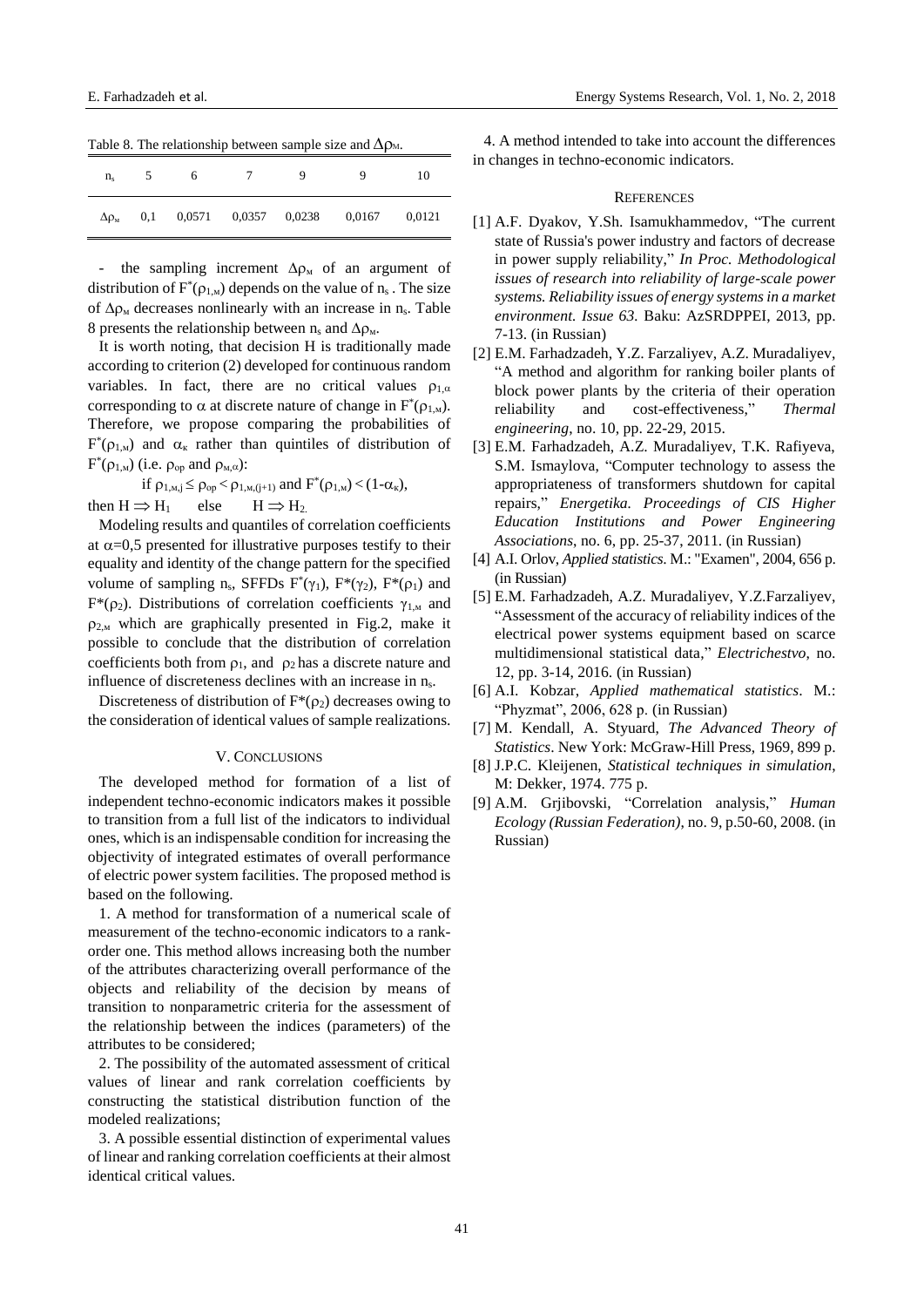Table 8. The relationship between sample size and $\Delta\rho_{м}$.

| $n_s$ | 5 | 6 | 7 | 9 | 9 | 10 |
|---|---|---|---|---|---|---|
| $\Delta\rho_{м}$ | 0,1 | 0,0571 | 0,0357 | 0,0238 | 0,0167 | 0,0121 |

- the sampling increment $\Delta\rho_{м}$ of an argument of distribution of $F^{*}(\rho_{1,м})$ depends on the value of $n_s$ . The size of $\Delta\rho_{м}$ decreases nonlinearly with an increase in $n_s$. Table 8 presents the relationship between $n_s$ and $\Delta\rho_{м}$.

It is worth noting, that decision H is traditionally made according to criterion (2) developed for continuous random variables. In fact, there are no critical values $\rho_{1,\alpha}$ corresponding to $\alpha$ at discrete nature of change in $F^{*}(\rho_{1,м})$. Therefore, we propose comparing the probabilities of $F^{*}(\rho_{1,м})$ and $\alpha_{к}$ rather than quintiles of distribution of $F^{*}(\rho_{1,м})$ (i.e. $\rho_{op}$ and $\rho_{м,\alpha}$):

$$\text{if } \rho_{1,м,j} \leq \rho_{op} < \rho_{1,м,(j+1)} \text{ and } F^{*}(\rho_{1,м}) < (1-\alpha_{к}),$$

then $H \Rightarrow H_1$ else $H \Rightarrow H_2$.

Modeling results and quantiles of correlation coefficients at $\alpha$=0,5 presented for illustrative purposes testify to their equality and identity of the change pattern for the specified volume of sampling $n_s$, SFFDs $F^{*}(\gamma_1)$, $F^{*}(\gamma_2)$, $F^{*}(\rho_1)$ and $F^{*}(\rho_2)$. Distributions of correlation coefficients $\gamma_{1,м}$ and $\rho_{2,м}$ which are graphically presented in Fig.2, make it possible to conclude that the distribution of correlation coefficients both from $\rho_1$, and $\rho_2$ has a discrete nature and influence of discreteness declines with an increase in $n_s$.

Discreteness of distribution of $F^{*}(\rho_2)$ decreases owing to the consideration of identical values of sample realizations.

## V. Conclusions

The developed method for formation of a list of independent techno-economic indicators makes it possible to transition from a full list of the indicators to individual ones, which is an indispensable condition for increasing the objectivity of integrated estimates of overall performance of electric power system facilities. The proposed method is based on the following.

1. A method for transformation of a numerical scale of measurement of the techno-economic indicators to a rank-order one. This method allows increasing both the number of the attributes characterizing overall performance of the objects and reliability of the decision by means of transition to nonparametric criteria for the assessment of the relationship between the indices (parameters) of the attributes to be considered;

2. The possibility of the automated assessment of critical values of linear and rank correlation coefficients by constructing the statistical distribution function of the modeled realizations;

3. A possible essential distinction of experimental values of linear and ranking correlation coefficients at their almost identical critical values.

4. A method intended to take into account the differences in changes in techno-economic indicators.

## References

[1] A.F. Dyakov, Y.Sh. Isamukhammedov, "The current state of Russia's power industry and factors of decrease in power supply reliability," *In Proc. Methodological issues of research into reliability of large-scale power systems. Reliability issues of energy systems in a market environment. Issue 63.* Baku: AzSRDPPEI, 2013, pp. 7-13. (in Russian)

[2] E.M. Farhadzadeh, Y.Z. Farzaliyev, A.Z. Muradaliyev, "A method and algorithm for ranking boiler plants of block power plants by the criteria of their operation reliability and cost-effectiveness," *Thermal engineering*, no. 10, pp. 22-29, 2015.

[3] E.M. Farhadzadeh, A.Z. Muradaliyev, T.K. Rafiyeva, S.M. Ismaylova, "Computer technology to assess the appropriateness of transformers shutdown for capital repairs," *Energetika. Proceedings of CIS Higher Education Institutions and Power Engineering Associations*, no. 6, pp. 25-37, 2011. (in Russian)

[4] A.I. Orlov, *Applied statistics*. M.: "Examen", 2004, 656 p. (in Russian)

[5] E.M. Farhadzadeh, A.Z. Muradaliyev, Y.Z.Farzaliyev, "Assessment of the accuracy of reliability indices of the electrical power systems equipment based on scarce multidimensional statistical data," *Electrichestvo*, no. 12, pp. 3-14, 2016. (in Russian)

[6] A.I. Kobzar, *Applied mathematical statistics*. M.: "Phyzmat", 2006, 628 p. (in Russian)

[7] M. Kendall, A. Styuard, *The Advanced Theory of Statistics*. New York: McGraw-Hill Press, 1969, 899 p.

[8] J.P.C. Kleijenen, *Statistical techniques in simulation*, M: Dekker, 1974. 775 p.

[9] A.M. Grjibovski, "Correlation analysis," *Human Ecology (Russian Federation)*, no. 9, p.50-60, 2008. (in Russian)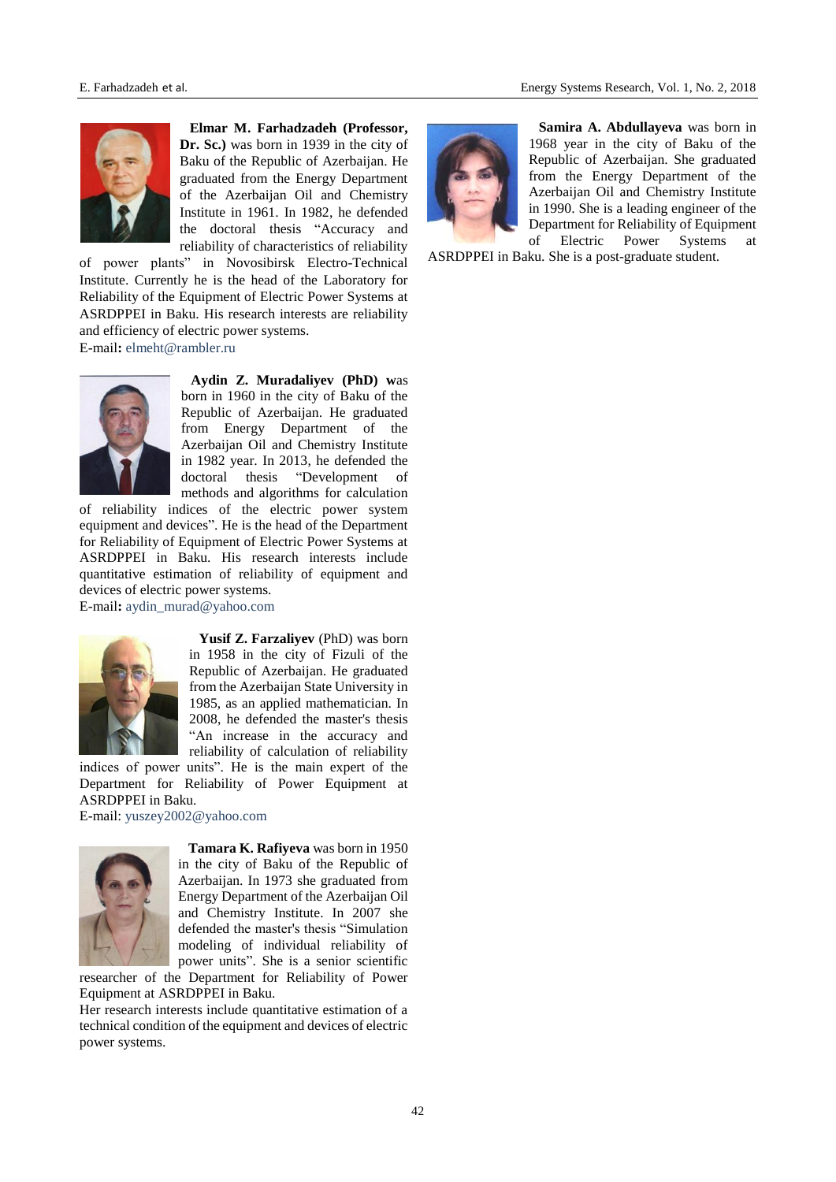**Elmar M. Farhadzadeh (Professor, Dr. Sc.)** was born in 1939 in the city of Baku of the Republic of Azerbaijan. He graduated from the Energy Department of the Azerbaijan Oil and Chemistry Institute in 1961. In 1982, he defended the doctoral thesis "Accuracy and reliability of characteristics of reliability of power plants" in Novosibirsk Electro-Technical Institute. Currently he is the head of the Laboratory for Reliability of the Equipment of Electric Power Systems at ASRDPPEI in Baku. His research interests are reliability and efficiency of electric power systems.
E-mail**:** elmeht@rambler.ru

**Aydin Z. Muradaliyev (PhD) w**as born in 1960 in the city of Baku of the Republic of Azerbaijan. He graduated from Energy Department of the Azerbaijan Oil and Chemistry Institute in 1982 year. In 2013, he defended the doctoral thesis "Development of methods and algorithms for calculation of reliability indices of the electric power system equipment and devices". He is the head of the Department for Reliability of Equipment of Electric Power Systems at ASRDPPEI in Baku. His research interests include quantitative estimation of reliability of equipment and devices of electric power systems.
E-mail**:** aydin_murad@yahoo.com

**Yusif Z. Farzaliyev** (PhD) was born in 1958 in the city of Fizuli of the Republic of Azerbaijan. He graduated from the Azerbaijan State University in 1985, as an applied mathematician. In 2008, he defended the master's thesis "An increase in the accuracy and reliability of calculation of reliability indices of power units". He is the main expert of the Department for Reliability of Power Equipment at ASRDPPEI in Baku.
E-mail: yuszey2002@yahoo.com

**Tamara K. Rafiyeva** was born in 1950 in the city of Baku of the Republic of Azerbaijan. In 1973 she graduated from Energy Department of the Azerbaijan Oil and Chemistry Institute. In 2007 she defended the master's thesis "Simulation modeling of individual reliability of power units". She is a senior scientific researcher of the Department for Reliability of Power Equipment at ASRDPPEI in Baku.
Her research interests include quantitative estimation of a technical condition of the equipment and devices of electric power systems.

**Samira A. Abdullayeva** was born in 1968 year in the city of Baku of the Republic of Azerbaijan. She graduated from the Energy Department of the Azerbaijan Oil and Chemistry Institute in 1990. She is a leading engineer of the Department for Reliability of Equipment of Electric Power Systems at ASRDPPEI in Baku. She is a post-graduate student.